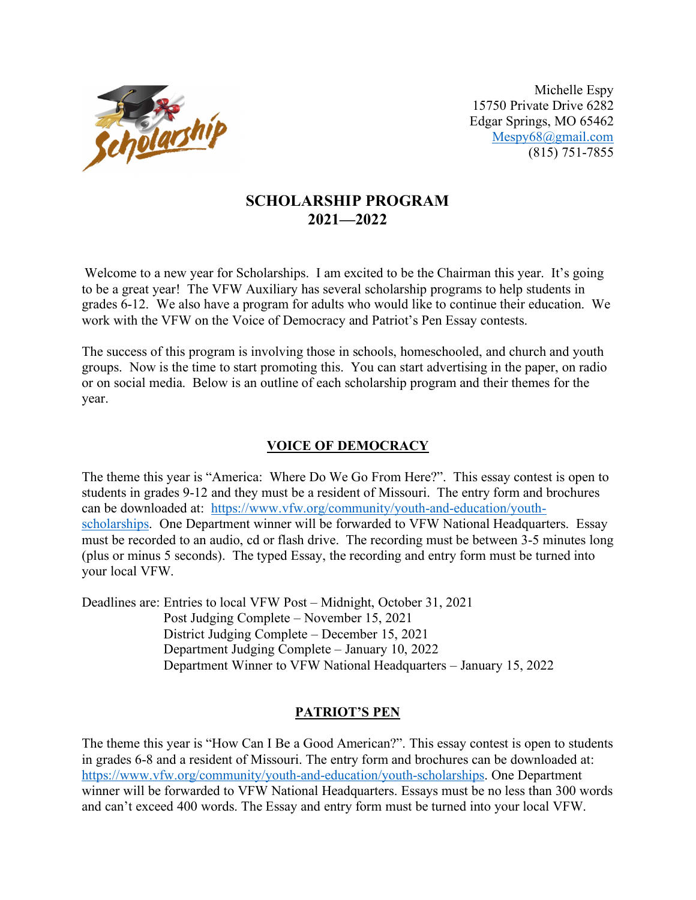Michelle Espy
15750 Private Drive 6282
Edgar Springs, MO 65462
Mespy68@gmail.com
(815) 751-7855

# SCHOLARSHIP PROGRAM
# 2021—2022

Welcome to a new year for Scholarships. I am excited to be the Chairman this year. It's going to be a great year! The VFW Auxiliary has several scholarship programs to help students in grades 6-12. We also have a program for adults who would like to continue their education. We work with the VFW on the Voice of Democracy and Patriot's Pen Essay contests.

The success of this program is involving those in schools, homeschooled, and church and youth groups. Now is the time to start promoting this. You can start advertising in the paper, on radio or on social media. Below is an outline of each scholarship program and their themes for the year.

## VOICE OF DEMOCRACY

The theme this year is "America: Where Do We Go From Here?". This essay contest is open to students in grades 9-12 and they must be a resident of Missouri. The entry form and brochures can be downloaded at: https://www.vfw.org/community/youth-and-education/youth-scholarships. One Department winner will be forwarded to VFW National Headquarters. Essay must be recorded to an audio, cd or flash drive. The recording must be between 3-5 minutes long (plus or minus 5 seconds). The typed Essay, the recording and entry form must be turned into your local VFW.

Deadlines are: Entries to local VFW Post – Midnight, October 31, 2021
Post Judging Complete – November 15, 2021
District Judging Complete – December 15, 2021
Department Judging Complete – January 10, 2022
Department Winner to VFW National Headquarters – January 15, 2022

## PATRIOT'S PEN

The theme this year is "How Can I Be a Good American?". This essay contest is open to students in grades 6-8 and a resident of Missouri. The entry form and brochures can be downloaded at: https://www.vfw.org/community/youth-and-education/youth-scholarships. One Department winner will be forwarded to VFW National Headquarters. Essays must be no less than 300 words and can't exceed 400 words. The Essay and entry form must be turned into your local VFW.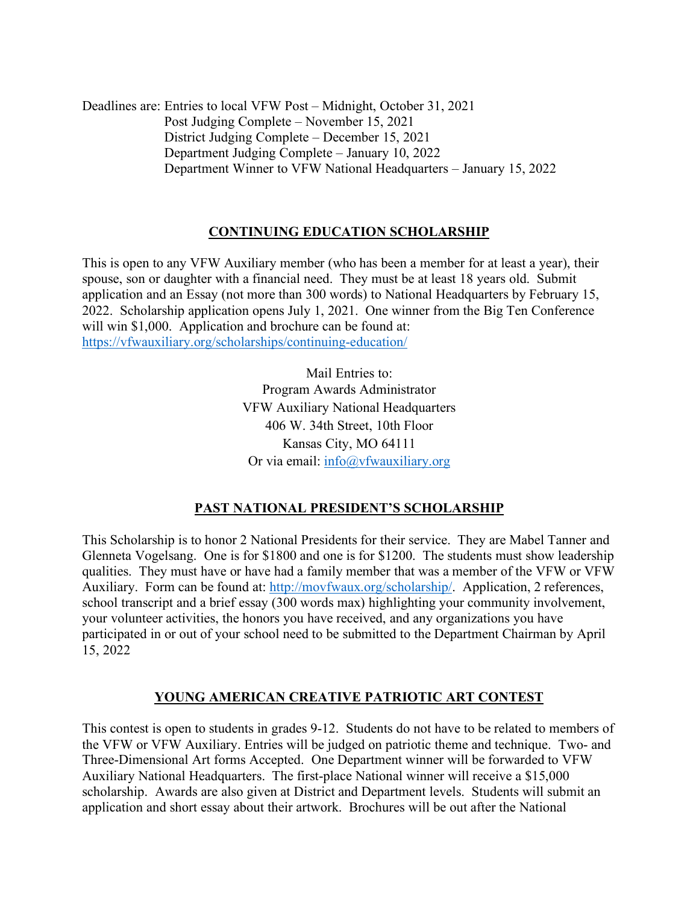Deadlines are: Entries to local VFW Post – Midnight, October 31, 2021
Post Judging Complete – November 15, 2021
District Judging Complete – December 15, 2021
Department Judging Complete – January 10, 2022
Department Winner to VFW National Headquarters – January 15, 2022

## CONTINUING EDUCATION SCHOLARSHIP

This is open to any VFW Auxiliary member (who has been a member for at least a year), their spouse, son or daughter with a financial need. They must be at least 18 years old. Submit application and an Essay (not more than 300 words) to National Headquarters by February 15, 2022. Scholarship application opens July 1, 2021. One winner from the Big Ten Conference will win $1,000. Application and brochure can be found at: [https://vfwauxiliary.org/scholarships/continuing-education/](https://vfwauxiliary.org/scholarships/continuing-education/)

Mail Entries to:
Program Awards Administrator
VFW Auxiliary National Headquarters
406 W. 34th Street, 10th Floor
Kansas City, MO 64111
Or via email: [info@vfwauxiliary.org](mailto:info@vfwauxiliary.org)

## PAST NATIONAL PRESIDENT'S SCHOLARSHIP

This Scholarship is to honor 2 National Presidents for their service. They are Mabel Tanner and Glenneta Vogelsang. One is for $1800 and one is for $1200. The students must show leadership qualities. They must have or have had a family member that was a member of the VFW or VFW Auxiliary. Form can be found at: [http://movfwaux.org/scholarship/](http://movfwaux.org/scholarship/). Application, 2 references, school transcript and a brief essay (300 words max) highlighting your community involvement, your volunteer activities, the honors you have received, and any organizations you have participated in or out of your school need to be submitted to the Department Chairman by April 15, 2022

## YOUNG AMERICAN CREATIVE PATRIOTIC ART CONTEST

This contest is open to students in grades 9-12. Students do not have to be related to members of the VFW or VFW Auxiliary. Entries will be judged on patriotic theme and technique. Two- and Three-Dimensional Art forms Accepted. One Department winner will be forwarded to VFW Auxiliary National Headquarters. The first-place National winner will receive a $15,000 scholarship. Awards are also given at District and Department levels. Students will submit an application and short essay about their artwork. Brochures will be out after the National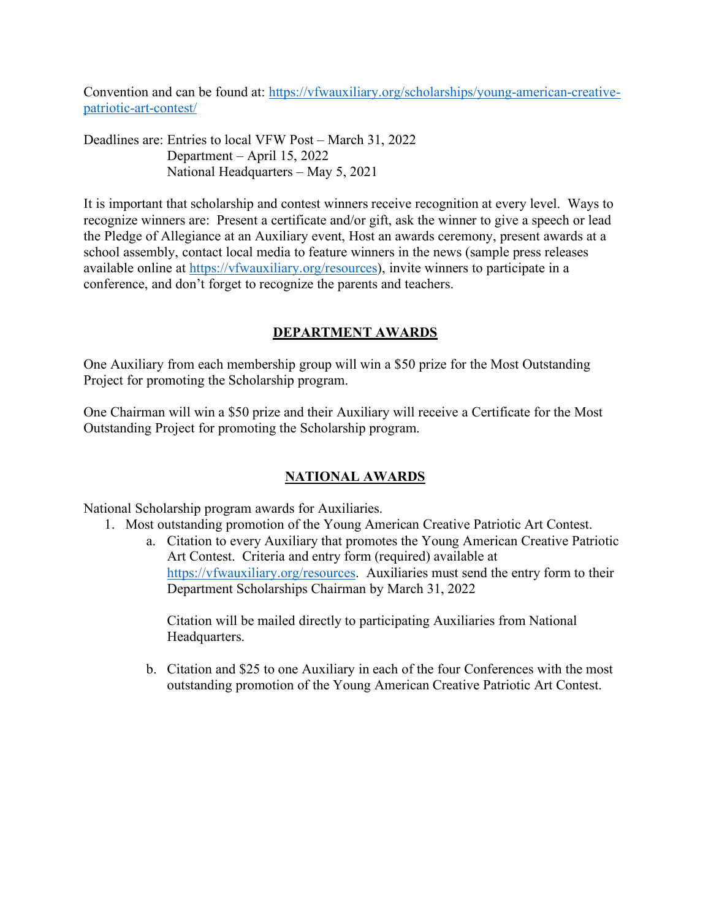Convention and can be found at: https://vfwauxiliary.org/scholarships/young-american-creative-patriotic-art-contest/

Deadlines are: Entries to local VFW Post – March 31, 2022
Department – April 15, 2022
National Headquarters – May 5, 2021

It is important that scholarship and contest winners receive recognition at every level. Ways to recognize winners are: Present a certificate and/or gift, ask the winner to give a speech or lead the Pledge of Allegiance at an Auxiliary event, Host an awards ceremony, present awards at a school assembly, contact local media to feature winners in the news (sample press releases available online at https://vfwauxiliary.org/resources), invite winners to participate in a conference, and don't forget to recognize the parents and teachers.

## DEPARTMENT AWARDS

One Auxiliary from each membership group will win a $50 prize for the Most Outstanding Project for promoting the Scholarship program.

One Chairman will win a $50 prize and their Auxiliary will receive a Certificate for the Most Outstanding Project for promoting the Scholarship program.

## NATIONAL AWARDS

National Scholarship program awards for Auxiliaries.

1. Most outstanding promotion of the Young American Creative Patriotic Art Contest.
   a. Citation to every Auxiliary that promotes the Young American Creative Patriotic Art Contest. Criteria and entry form (required) available at https://vfwauxiliary.org/resources. Auxiliaries must send the entry form to their Department Scholarships Chairman by March 31, 2022

      Citation will be mailed directly to participating Auxiliaries from National Headquarters.

   b. Citation and $25 to one Auxiliary in each of the four Conferences with the most outstanding promotion of the Young American Creative Patriotic Art Contest.